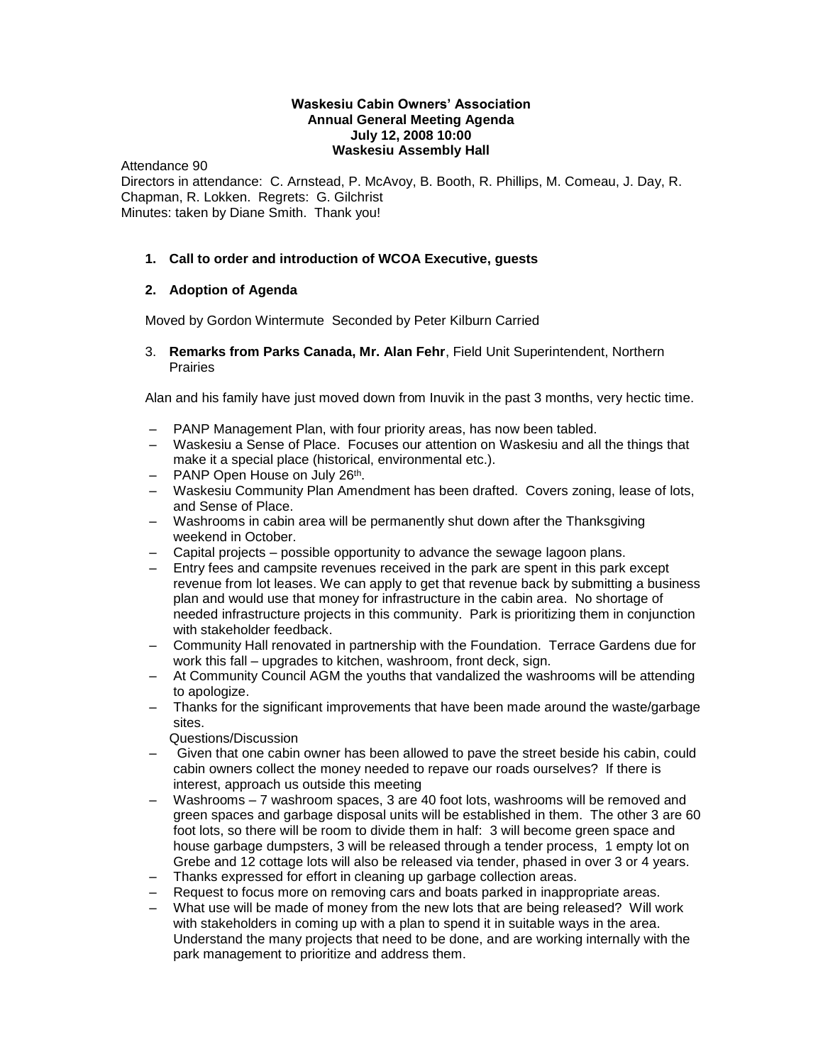**Waskesiu Cabin Owners' Association**
**Annual General Meeting Agenda**
**July 12, 2008 10:00**
**Waskesiu Assembly Hall**

Attendance 90
Directors in attendance: C. Arnstead, P. McAvoy, B. Booth, R. Phillips, M. Comeau, J. Day, R. Chapman, R. Lokken. Regrets: G. Gilchrist
Minutes: taken by Diane Smith. Thank you!

1. **Call to order and introduction of WCOA Executive, guests**

2. **Adoption of Agenda**

Moved by Gordon Wintermute Seconded by Peter Kilburn Carried

3. **Remarks from Parks Canada, Mr. Alan Fehr**, Field Unit Superintendent, Northern Prairies

Alan and his family have just moved down from Inuvik in the past 3 months, very hectic time.

- PANP Management Plan, with four priority areas, has now been tabled.
- Waskesiu a Sense of Place. Focuses our attention on Waskesiu and all the things that make it a special place (historical, environmental etc.).
- PANP Open House on July 26th.
- Waskesiu Community Plan Amendment has been drafted. Covers zoning, lease of lots, and Sense of Place.
- Washrooms in cabin area will be permanently shut down after the Thanksgiving weekend in October.
- Capital projects – possible opportunity to advance the sewage lagoon plans.
- Entry fees and campsite revenues received in the park are spent in this park except revenue from lot leases. We can apply to get that revenue back by submitting a business plan and would use that money for infrastructure in the cabin area. No shortage of needed infrastructure projects in this community. Park is prioritizing them in conjunction with stakeholder feedback.
- Community Hall renovated in partnership with the Foundation. Terrace Gardens due for work this fall – upgrades to kitchen, washroom, front deck, sign.
- At Community Council AGM the youths that vandalized the washrooms will be attending to apologize.
- Thanks for the significant improvements that have been made around the waste/garbage sites.

Questions/Discussion

- Given that one cabin owner has been allowed to pave the street beside his cabin, could cabin owners collect the money needed to repave our roads ourselves? If there is interest, approach us outside this meeting
- Washrooms – 7 washroom spaces, 3 are 40 foot lots, washrooms will be removed and green spaces and garbage disposal units will be established in them. The other 3 are 60 foot lots, so there will be room to divide them in half: 3 will become green space and house garbage dumpsters, 3 will be released through a tender process, 1 empty lot on Grebe and 12 cottage lots will also be released via tender, phased in over 3 or 4 years.
- Thanks expressed for effort in cleaning up garbage collection areas.
- Request to focus more on removing cars and boats parked in inappropriate areas.
- What use will be made of money from the new lots that are being released? Will work with stakeholders in coming up with a plan to spend it in suitable ways in the area. Understand the many projects that need to be done, and are working internally with the park management to prioritize and address them.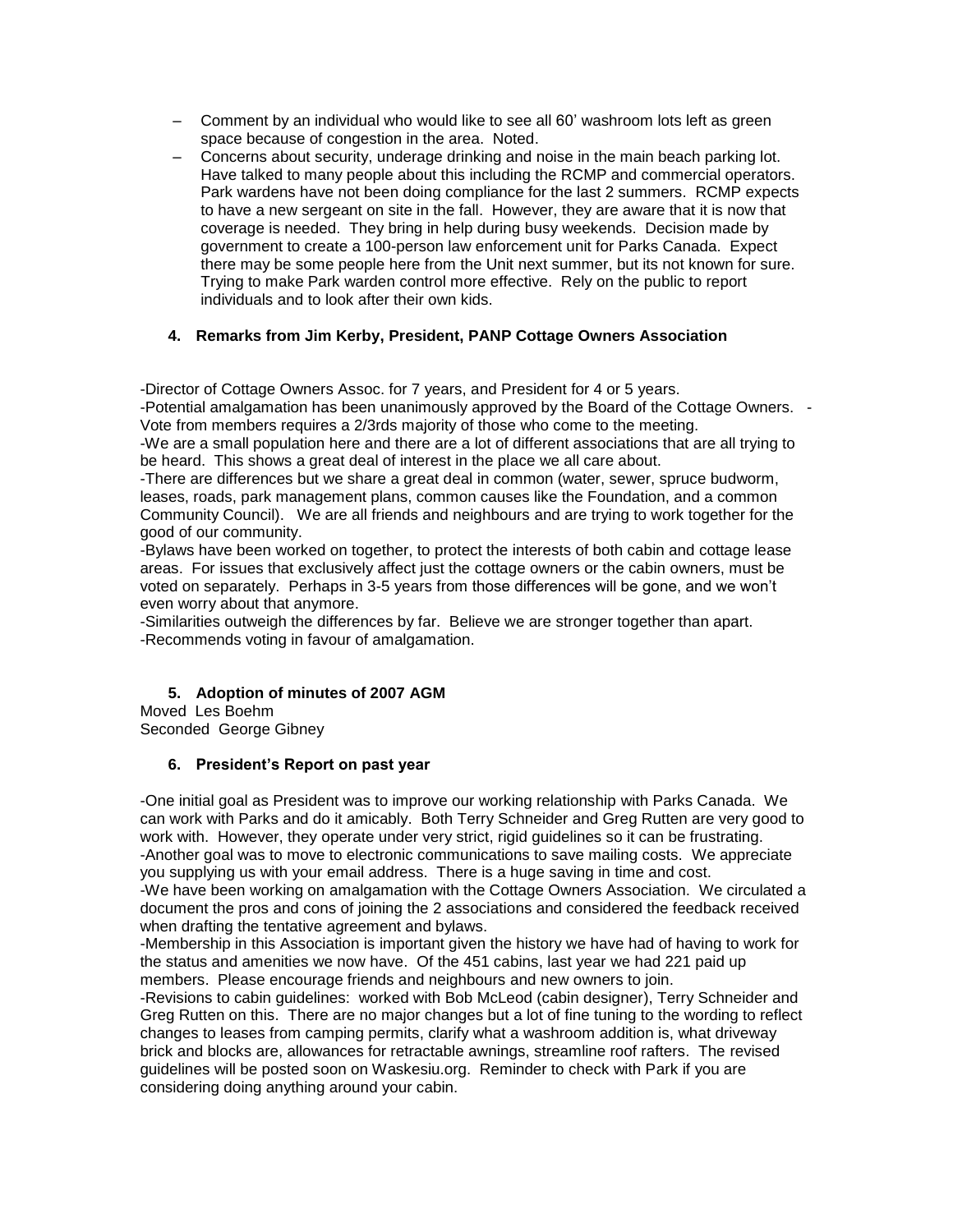- Comment by an individual who would like to see all 60' washroom lots left as green space because of congestion in the area. Noted.
- Concerns about security, underage drinking and noise in the main beach parking lot. Have talked to many people about this including the RCMP and commercial operators. Park wardens have not been doing compliance for the last 2 summers. RCMP expects to have a new sergeant on site in the fall. However, they are aware that it is now that coverage is needed. They bring in help during busy weekends. Decision made by government to create a 100-person law enforcement unit for Parks Canada. Expect there may be some people here from the Unit next summer, but its not known for sure. Trying to make Park warden control more effective. Rely on the public to report individuals and to look after their own kids.

### 4. Remarks from Jim Kerby, President, PANP Cottage Owners Association

-Director of Cottage Owners Assoc. for 7 years, and President for 4 or 5 years.
-Potential amalgamation has been unanimously approved by the Board of the Cottage Owners. -Vote from members requires a 2/3rds majority of those who come to the meeting.
-We are a small population here and there are a lot of different associations that are all trying to be heard. This shows a great deal of interest in the place we all care about.
-There are differences but we share a great deal in common (water, sewer, spruce budworm, leases, roads, park management plans, common causes like the Foundation, and a common Community Council). We are all friends and neighbours and are trying to work together for the good of our community.
-Bylaws have been worked on together, to protect the interests of both cabin and cottage lease areas. For issues that exclusively affect just the cottage owners or the cabin owners, must be voted on separately. Perhaps in 3-5 years from those differences will be gone, and we won't even worry about that anymore.
-Similarities outweigh the differences by far. Believe we are stronger together than apart.
-Recommends voting in favour of amalgamation.

### 5. Adoption of minutes of 2007 AGM

Moved Les Boehm
Seconded George Gibney

### 6. President's Report on past year

-One initial goal as President was to improve our working relationship with Parks Canada. We can work with Parks and do it amicably. Both Terry Schneider and Greg Rutten are very good to work with. However, they operate under very strict, rigid guidelines so it can be frustrating.
-Another goal was to move to electronic communications to save mailing costs. We appreciate you supplying us with your email address. There is a huge saving in time and cost.
-We have been working on amalgamation with the Cottage Owners Association. We circulated a document the pros and cons of joining the 2 associations and considered the feedback received when drafting the tentative agreement and bylaws.
-Membership in this Association is important given the history we have had of having to work for the status and amenities we now have. Of the 451 cabins, last year we had 221 paid up members. Please encourage friends and neighbours and new owners to join.
-Revisions to cabin guidelines: worked with Bob McLeod (cabin designer), Terry Schneider and Greg Rutten on this. There are no major changes but a lot of fine tuning to the wording to reflect changes to leases from camping permits, clarify what a washroom addition is, what driveway brick and blocks are, allowances for retractable awnings, streamline roof rafters. The revised guidelines will be posted soon on Waskesiu.org. Reminder to check with Park if you are considering doing anything around your cabin.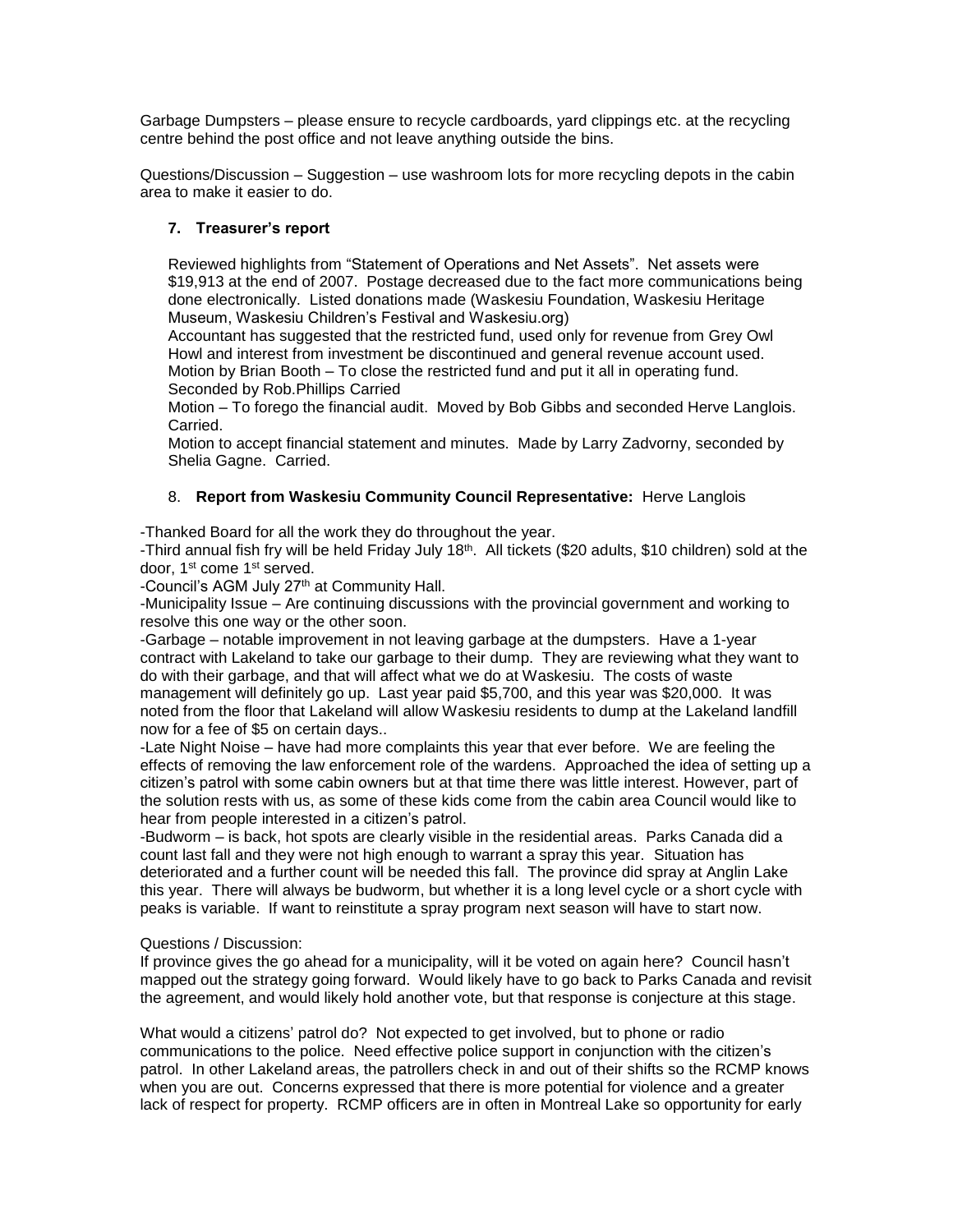Garbage Dumpsters – please ensure to recycle cardboards, yard clippings etc. at the recycling centre behind the post office and not leave anything outside the bins.

Questions/Discussion – Suggestion – use washroom lots for more recycling depots in the cabin area to make it easier to do.

### 7. Treasurer's report

Reviewed highlights from "Statement of Operations and Net Assets". Net assets were $19,913 at the end of 2007. Postage decreased due to the fact more communications being done electronically. Listed donations made (Waskesiu Foundation, Waskesiu Heritage Museum, Waskesiu Children's Festival and Waskesiu.org)

Accountant has suggested that the restricted fund, used only for revenue from Grey Owl Howl and interest from investment be discontinued and general revenue account used.

Motion by Brian Booth – To close the restricted fund and put it all in operating fund. Seconded by Rob.Phillips Carried

Motion – To forego the financial audit. Moved by Bob Gibbs and seconded Herve Langlois. Carried.

Motion to accept financial statement and minutes. Made by Larry Zadvorny, seconded by Shelia Gagne. Carried.

### 8. Report from Waskesiu Community Council Representative: Herve Langlois

-Thanked Board for all the work they do throughout the year.

-Third annual fish fry will be held Friday July 18th. All tickets ($20 adults, $10 children) sold at the door, 1st come 1st served.

-Council's AGM July 27th at Community Hall.

-Municipality Issue – Are continuing discussions with the provincial government and working to resolve this one way or the other soon.

-Garbage – notable improvement in not leaving garbage at the dumpsters. Have a 1-year contract with Lakeland to take our garbage to their dump. They are reviewing what they want to do with their garbage, and that will affect what we do at Waskesiu. The costs of waste management will definitely go up. Last year paid $5,700, and this year was $20,000. It was noted from the floor that Lakeland will allow Waskesiu residents to dump at the Lakeland landfill now for a fee of $5 on certain days..

-Late Night Noise – have had more complaints this year that ever before. We are feeling the effects of removing the law enforcement role of the wardens. Approached the idea of setting up a citizen's patrol with some cabin owners but at that time there was little interest. However, part of the solution rests with us, as some of these kids come from the cabin area Council would like to hear from people interested in a citizen's patrol.

-Budworm – is back, hot spots are clearly visible in the residential areas. Parks Canada did a count last fall and they were not high enough to warrant a spray this year. Situation has deteriorated and a further count will be needed this fall. The province did spray at Anglin Lake this year. There will always be budworm, but whether it is a long level cycle or a short cycle with peaks is variable. If want to reinstitute a spray program next season will have to start now.

Questions / Discussion:

If province gives the go ahead for a municipality, will it be voted on again here? Council hasn't mapped out the strategy going forward. Would likely have to go back to Parks Canada and revisit the agreement, and would likely hold another vote, but that response is conjecture at this stage.

What would a citizens' patrol do? Not expected to get involved, but to phone or radio communications to the police. Need effective police support in conjunction with the citizen's patrol. In other Lakeland areas, the patrollers check in and out of their shifts so the RCMP knows when you are out. Concerns expressed that there is more potential for violence and a greater lack of respect for property. RCMP officers are in often in Montreal Lake so opportunity for early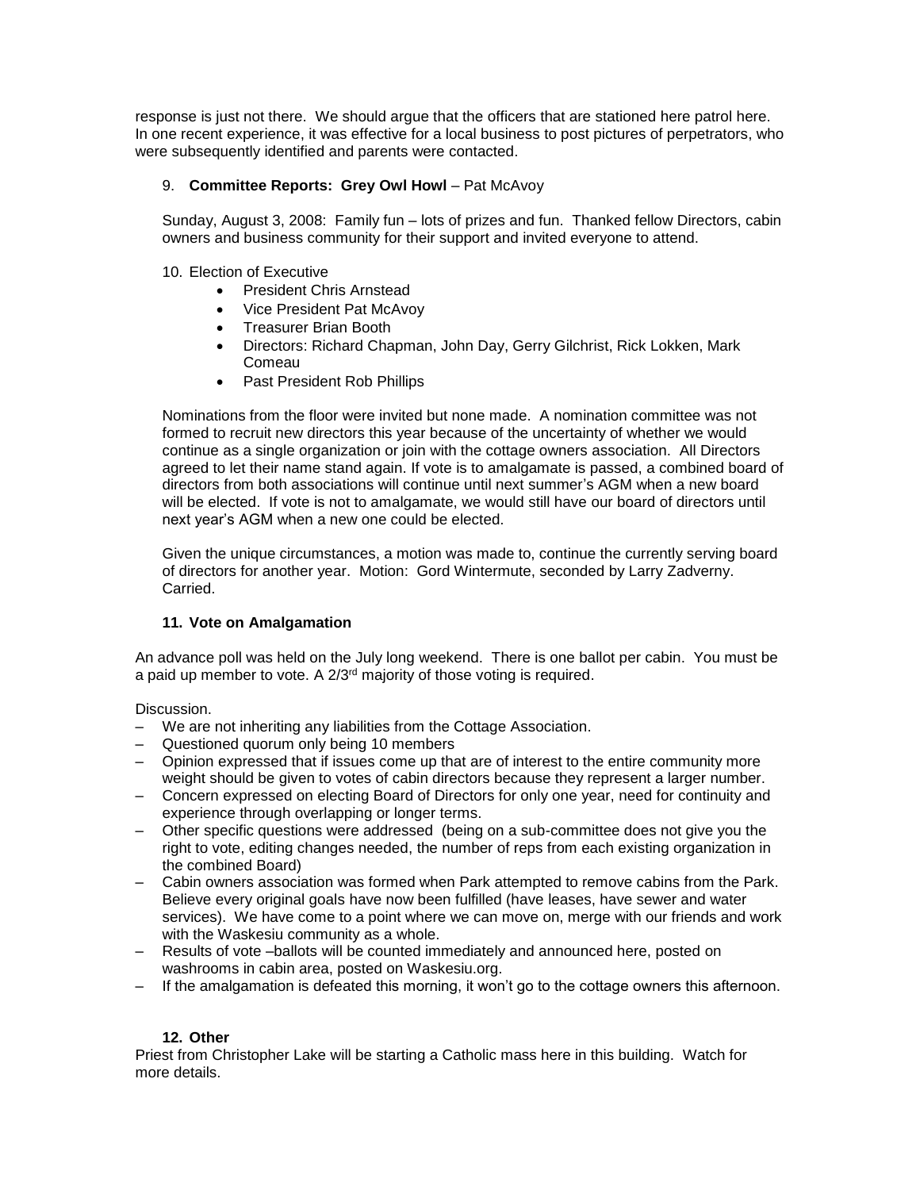response is just not there. We should argue that the officers that are stationed here patrol here. In one recent experience, it was effective for a local business to post pictures of perpetrators, who were subsequently identified and parents were contacted.

9. **Committee Reports: Grey Owl Howl** – Pat McAvoy

   Sunday, August 3, 2008: Family fun – lots of prizes and fun. Thanked fellow Directors, cabin owners and business community for their support and invited everyone to attend.

10. Election of Executive
    - President Chris Arnstead
    - Vice President Pat McAvoy
    - Treasurer Brian Booth
    - Directors: Richard Chapman, John Day, Gerry Gilchrist, Rick Lokken, Mark Comeau
    - Past President Rob Phillips

    Nominations from the floor were invited but none made. A nomination committee was not formed to recruit new directors this year because of the uncertainty of whether we would continue as a single organization or join with the cottage owners association. All Directors agreed to let their name stand again. If vote is to amalgamate is passed, a combined board of directors from both associations will continue until next summer's AGM when a new board will be elected. If vote is not to amalgamate, we would still have our board of directors until next year's AGM when a new one could be elected.

    Given the unique circumstances, a motion was made to, continue the currently serving board of directors for another year. Motion: Gord Wintermute, seconded by Larry Zadverny. Carried.

11. **Vote on Amalgamation**

An advance poll was held on the July long weekend. There is one ballot per cabin. You must be a paid up member to vote. A 2/3rd majority of those voting is required.

Discussion.

- We are not inheriting any liabilities from the Cottage Association.
- Questioned quorum only being 10 members
- Opinion expressed that if issues come up that are of interest to the entire community more weight should be given to votes of cabin directors because they represent a larger number.
- Concern expressed on electing Board of Directors for only one year, need for continuity and experience through overlapping or longer terms.
- Other specific questions were addressed (being on a sub-committee does not give you the right to vote, editing changes needed, the number of reps from each existing organization in the combined Board)
- Cabin owners association was formed when Park attempted to remove cabins from the Park. Believe every original goals have now been fulfilled (have leases, have sewer and water services). We have come to a point where we can move on, merge with our friends and work with the Waskesiu community as a whole.
- Results of vote –ballots will be counted immediately and announced here, posted on washrooms in cabin area, posted on Waskesiu.org.
- If the amalgamation is defeated this morning, it won't go to the cottage owners this afternoon.

12. **Other**

Priest from Christopher Lake will be starting a Catholic mass here in this building. Watch for more details.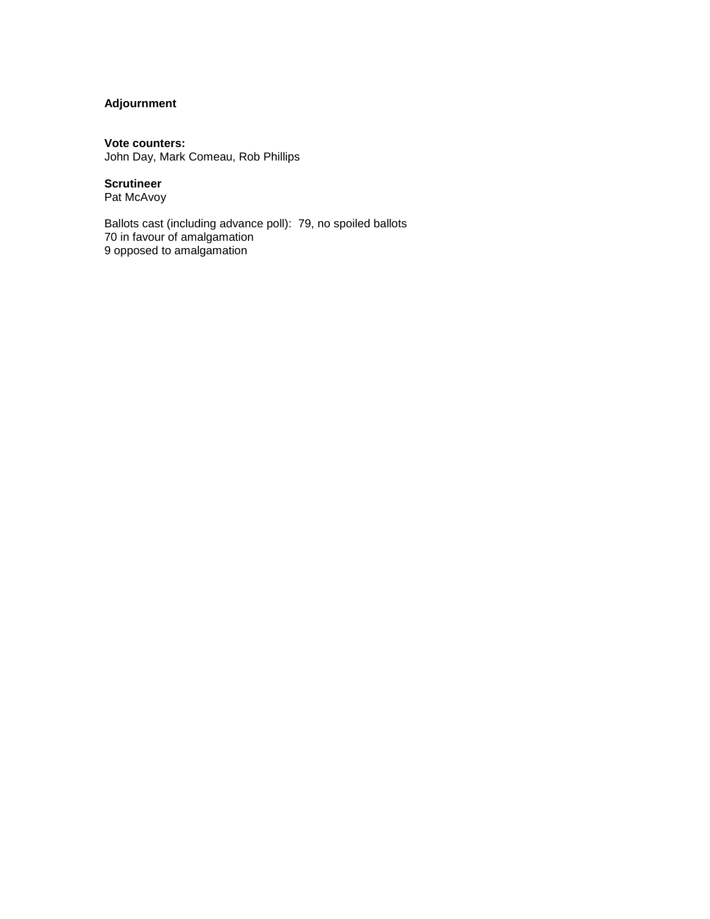**Adjournment**

**Vote counters:**
John Day, Mark Comeau, Rob Phillips

**Scrutineer**
Pat McAvoy

Ballots cast (including advance poll):  79, no spoiled ballots
70 in favour of amalgamation
9 opposed to amalgamation